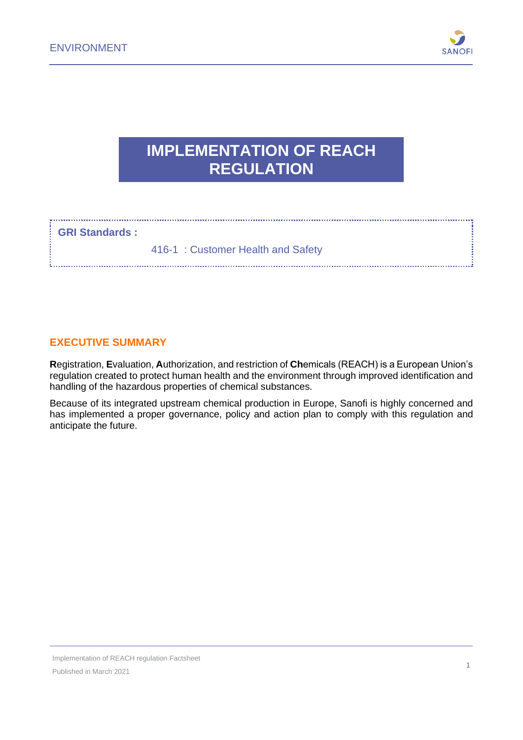# IMPLEMENTATION OF REACH REGULATION

**GRI Standards :**

416-1 : Customer Health and Safety

## EXECUTIVE SUMMARY

**R**egistration, **E**valuation, **A**uthorization, and restriction of **Ch**emicals (REACH) is a European Union's regulation created to protect human health and the environment through improved identification and handling of the hazardous properties of chemical substances.

Because of its integrated upstream chemical production in Europe, Sanofi is highly concerned and has implemented a proper governance, policy and action plan to comply with this regulation and anticipate the future.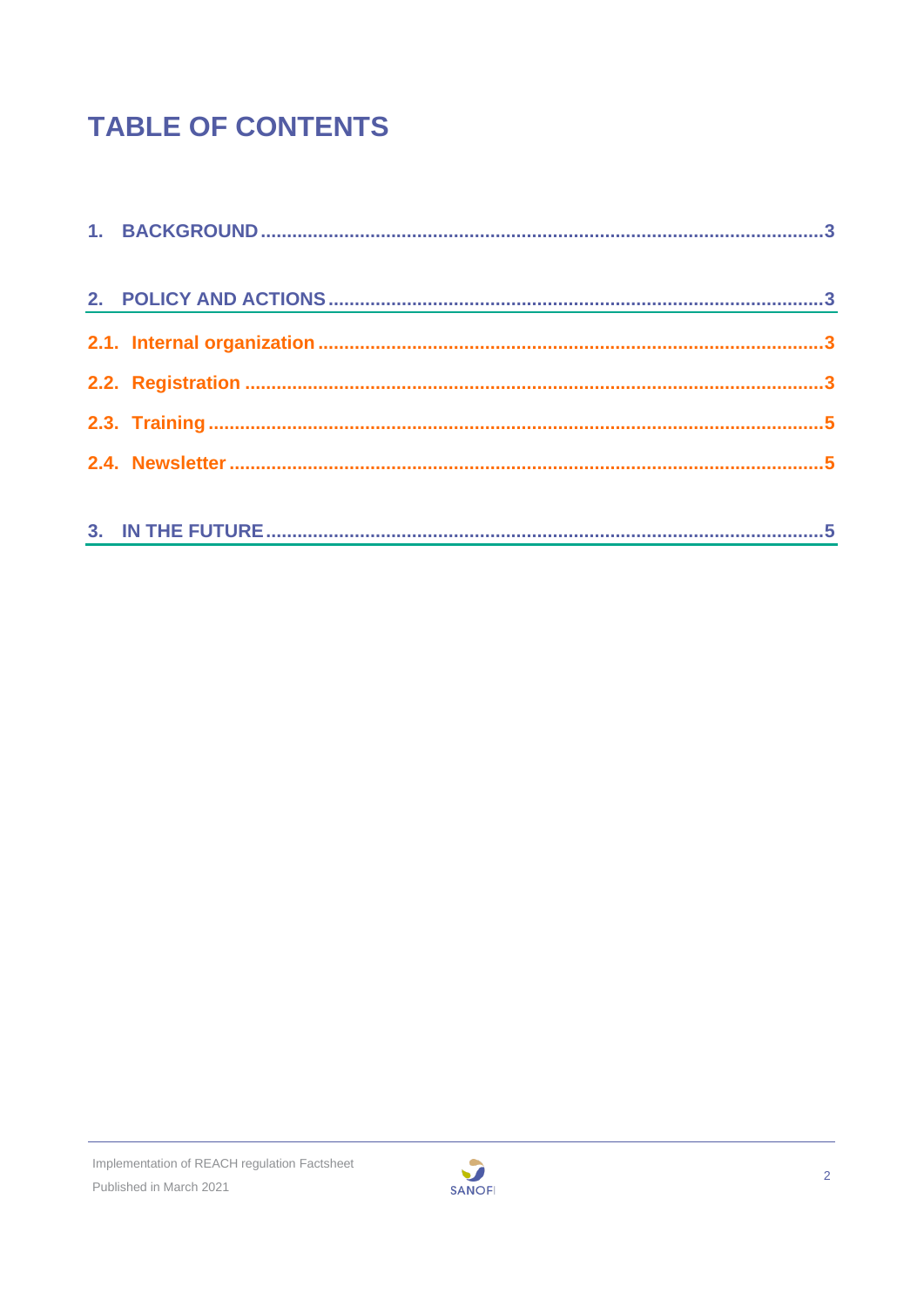# TABLE OF CONTENTS

1. BACKGROUND .......................................................................................................3

2. POLICY AND ACTIONS ........................................................................................3

2.1. Internal organization ............................................................................................3

2.2. Registration ...........................................................................................................3

2.3. Training ..................................................................................................................5

2.4. Newsletter ..............................................................................................................5

3. IN THE FUTURE ...................................................................................................5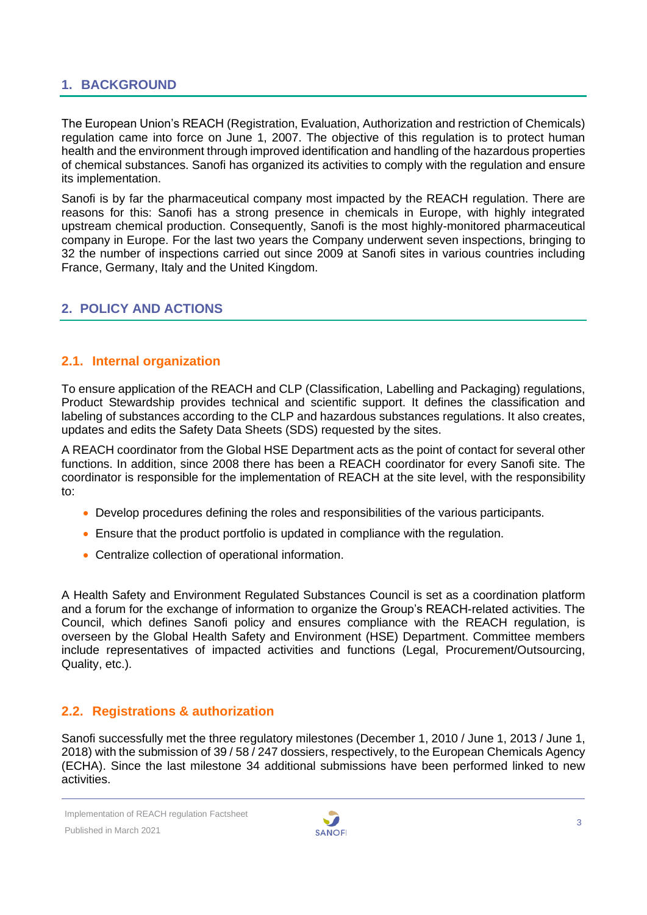## 1. BACKGROUND

The European Union's REACH (Registration, Evaluation, Authorization and restriction of Chemicals) regulation came into force on June 1, 2007. The objective of this regulation is to protect human health and the environment through improved identification and handling of the hazardous properties of chemical substances. Sanofi has organized its activities to comply with the regulation and ensure its implementation.

Sanofi is by far the pharmaceutical company most impacted by the REACH regulation. There are reasons for this: Sanofi has a strong presence in chemicals in Europe, with highly integrated upstream chemical production. Consequently, Sanofi is the most highly-monitored pharmaceutical company in Europe. For the last two years the Company underwent seven inspections, bringing to 32 the number of inspections carried out since 2009 at Sanofi sites in various countries including France, Germany, Italy and the United Kingdom.

## 2. POLICY AND ACTIONS

### 2.1. Internal organization

To ensure application of the REACH and CLP (Classification, Labelling and Packaging) regulations, Product Stewardship provides technical and scientific support. It defines the classification and labeling of substances according to the CLP and hazardous substances regulations. It also creates, updates and edits the Safety Data Sheets (SDS) requested by the sites.

A REACH coordinator from the Global HSE Department acts as the point of contact for several other functions. In addition, since 2008 there has been a REACH coordinator for every Sanofi site. The coordinator is responsible for the implementation of REACH at the site level, with the responsibility to:

- Develop procedures defining the roles and responsibilities of the various participants.
- Ensure that the product portfolio is updated in compliance with the regulation.
- Centralize collection of operational information.

A Health Safety and Environment Regulated Substances Council is set as a coordination platform and a forum for the exchange of information to organize the Group's REACH-related activities. The Council, which defines Sanofi policy and ensures compliance with the REACH regulation, is overseen by the Global Health Safety and Environment (HSE) Department. Committee members include representatives of impacted activities and functions (Legal, Procurement/Outsourcing, Quality, etc.).

### 2.2. Registrations & authorization

Sanofi successfully met the three regulatory milestones (December 1, 2010 / June 1, 2013 / June 1, 2018) with the submission of 39 / 58 / 247 dossiers, respectively, to the European Chemicals Agency (ECHA). Since the last milestone 34 additional submissions have been performed linked to new activities.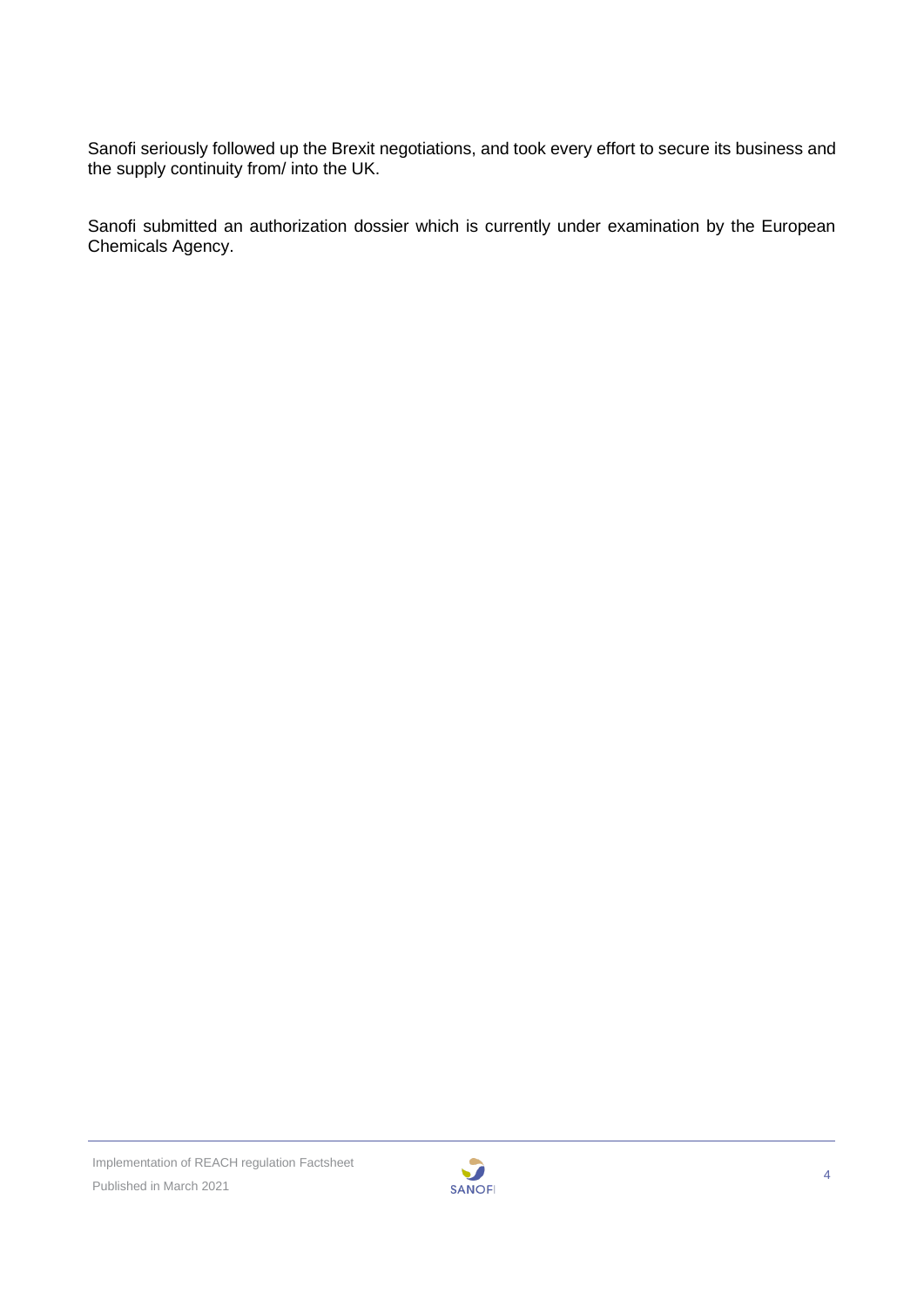Sanofi seriously followed up the Brexit negotiations, and took every effort to secure its business and the supply continuity from/ into the UK.

Sanofi submitted an authorization dossier which is currently under examination by the European Chemicals Agency.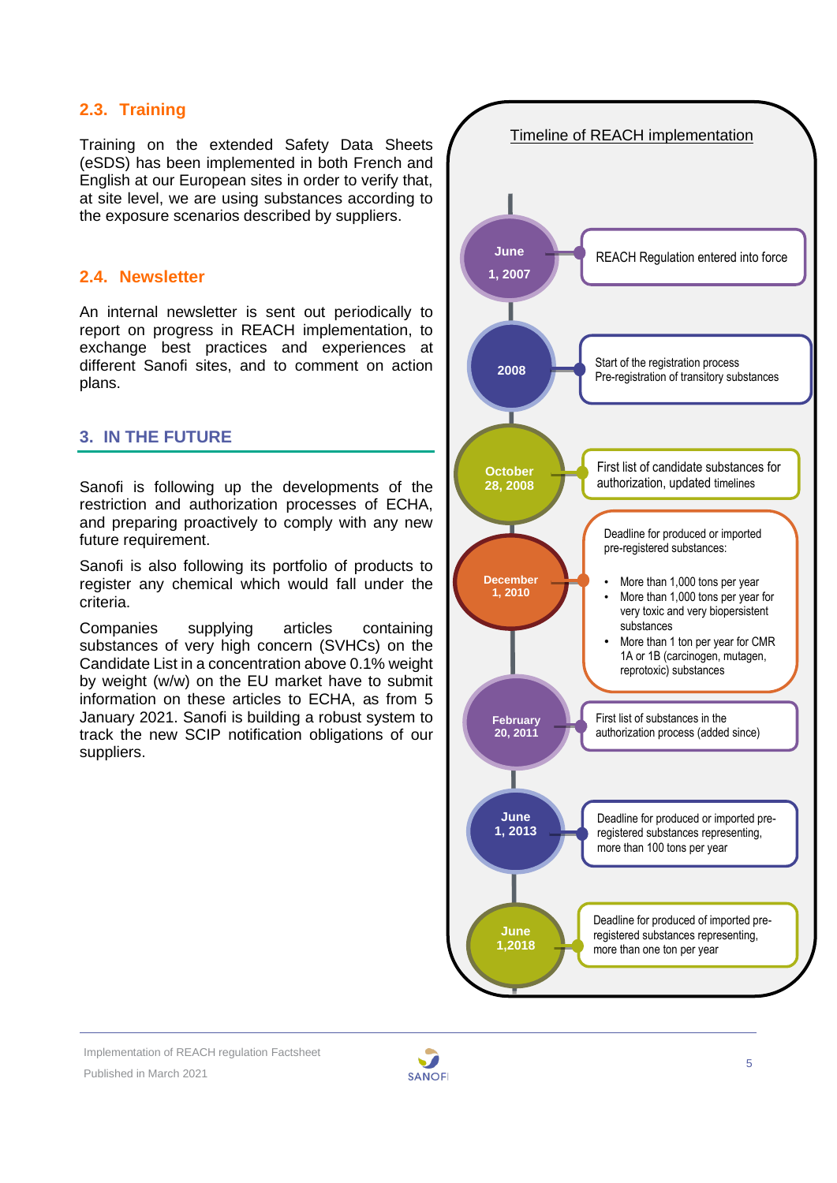## 2.3. Training

Training on the extended Safety Data Sheets (eSDS) has been implemented in both French and English at our European sites in order to verify that, at site level, we are using substances according to the exposure scenarios described by suppliers.

## 2.4. Newsletter

An internal newsletter is sent out periodically to report on progress in REACH implementation, to exchange best practices and experiences at different Sanofi sites, and to comment on action plans.

# 3. IN THE FUTURE

Sanofi is following up the developments of the restriction and authorization processes of ECHA, and preparing proactively to comply with any new future requirement.

Sanofi is also following its portfolio of products to register any chemical which would fall under the criteria.

Companies supplying articles containing substances of very high concern (SVHCs) on the Candidate List in a concentration above 0.1% weight by weight (w/w) on the EU market have to submit information on these articles to ECHA, as from 5 January 2021. Sanofi is building a robust system to track the new SCIP notification obligations of our suppliers.

Timeline of REACH implementation

June 1, 2007

REACH Regulation entered into force

2008

Start of the registration process
Pre-registration of transitory substances

October 28, 2008

First list of candidate substances for authorization, updated timelines

December 1, 2010

Deadline for produced or imported pre-registered substances:

- More than 1,000 tons per year
- More than 1,000 tons per year for very toxic and very biopersistent substances
- More than 1 ton per year for CMR 1A or 1B (carcinogen, mutagen, reprotoxic) substances

February 20, 2011

First list of substances in the authorization process (added since)

June 1, 2013

Deadline for produced or imported pre-registered substances representing, more than 100 tons per year

June 1,2018

Deadline for produced of imported pre-registered substances representing, more than one ton per year

Implementation of REACH regulation Factsheet

Published in March 2021